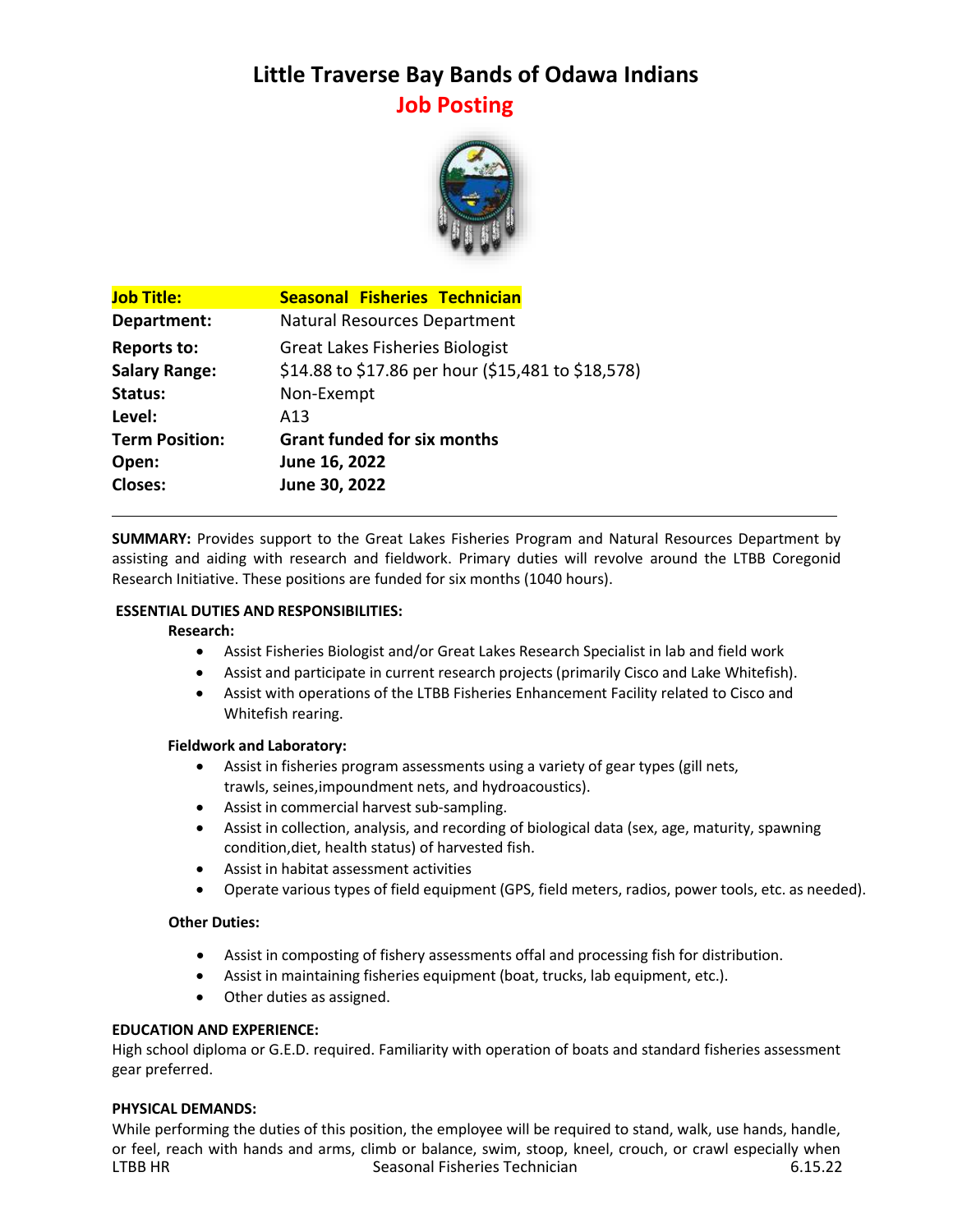# Little Traverse Bay Bands of Odawa Indians

## Job Posting

| | |
|---|---|
| **Job Title:** | **Seasonal Fisheries Technician** |
| **Department:** | Natural Resources Department |
| **Reports to:** | Great Lakes Fisheries Biologist |
| **Salary Range:** | $14.88 to $17.86 per hour ($15,481 to $18,578) |
| **Status:** | Non-Exempt |
| **Level:** | A13 |
| **Term Position:** | **Grant funded for six months** |
| **Open:** | **June 16, 2022** |
| **Closes:** | **June 30, 2022** |

---

**SUMMARY:** Provides support to the Great Lakes Fisheries Program and Natural Resources Department by assisting and aiding with research and fieldwork. Primary duties will revolve around the LTBB Coregonid Research Initiative. These positions are funded for six months (1040 hours).

**ESSENTIAL DUTIES AND RESPONSIBILITIES:**

**Research:**

- Assist Fisheries Biologist and/or Great Lakes Research Specialist in lab and field work
- Assist and participate in current research projects (primarily Cisco and Lake Whitefish).
- Assist with operations of the LTBB Fisheries Enhancement Facility related to Cisco and Whitefish rearing.

**Fieldwork and Laboratory:**

- Assist in fisheries program assessments using a variety of gear types (gill nets, trawls, seines,impoundment nets, and hydroacoustics).
- Assist in commercial harvest sub-sampling.
- Assist in collection, analysis, and recording of biological data (sex, age, maturity, spawning condition,diet, health status) of harvested fish.
- Assist in habitat assessment activities
- Operate various types of field equipment (GPS, field meters, radios, power tools, etc. as needed).

**Other Duties:**

- Assist in composting of fishery assessments offal and processing fish for distribution.
- Assist in maintaining fisheries equipment (boat, trucks, lab equipment, etc.).
- Other duties as assigned.

**EDUCATION AND EXPERIENCE:**

High school diploma or G.E.D. required. Familiarity with operation of boats and standard fisheries assessment gear preferred.

**PHYSICAL DEMANDS:**

While performing the duties of this position, the employee will be required to stand, walk, use hands, handle, or feel, reach with hands and arms, climb or balance, swim, stoop, kneel, crouch, or crawl especially when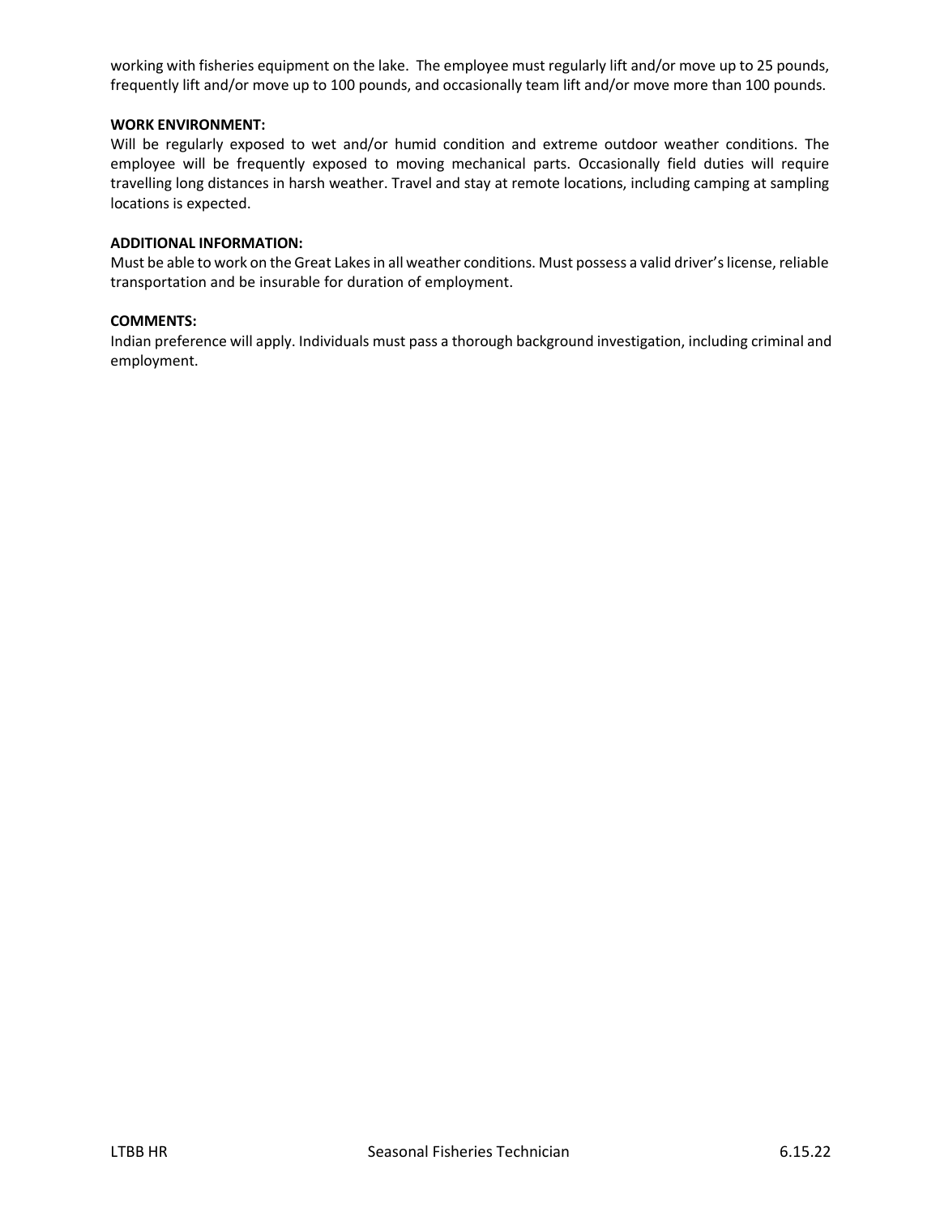working with fisheries equipment on the lake. The employee must regularly lift and/or move up to 25 pounds, frequently lift and/or move up to 100 pounds, and occasionally team lift and/or move more than 100 pounds.

**WORK ENVIRONMENT:**

Will be regularly exposed to wet and/or humid condition and extreme outdoor weather conditions. The employee will be frequently exposed to moving mechanical parts. Occasionally field duties will require travelling long distances in harsh weather. Travel and stay at remote locations, including camping at sampling locations is expected.

**ADDITIONAL INFORMATION:**

Must be able to work on the Great Lakes in all weather conditions. Must possess a valid driver's license, reliable transportation and be insurable for duration of employment.

**COMMENTS:**

Indian preference will apply. Individuals must pass a thorough background investigation, including criminal and employment.